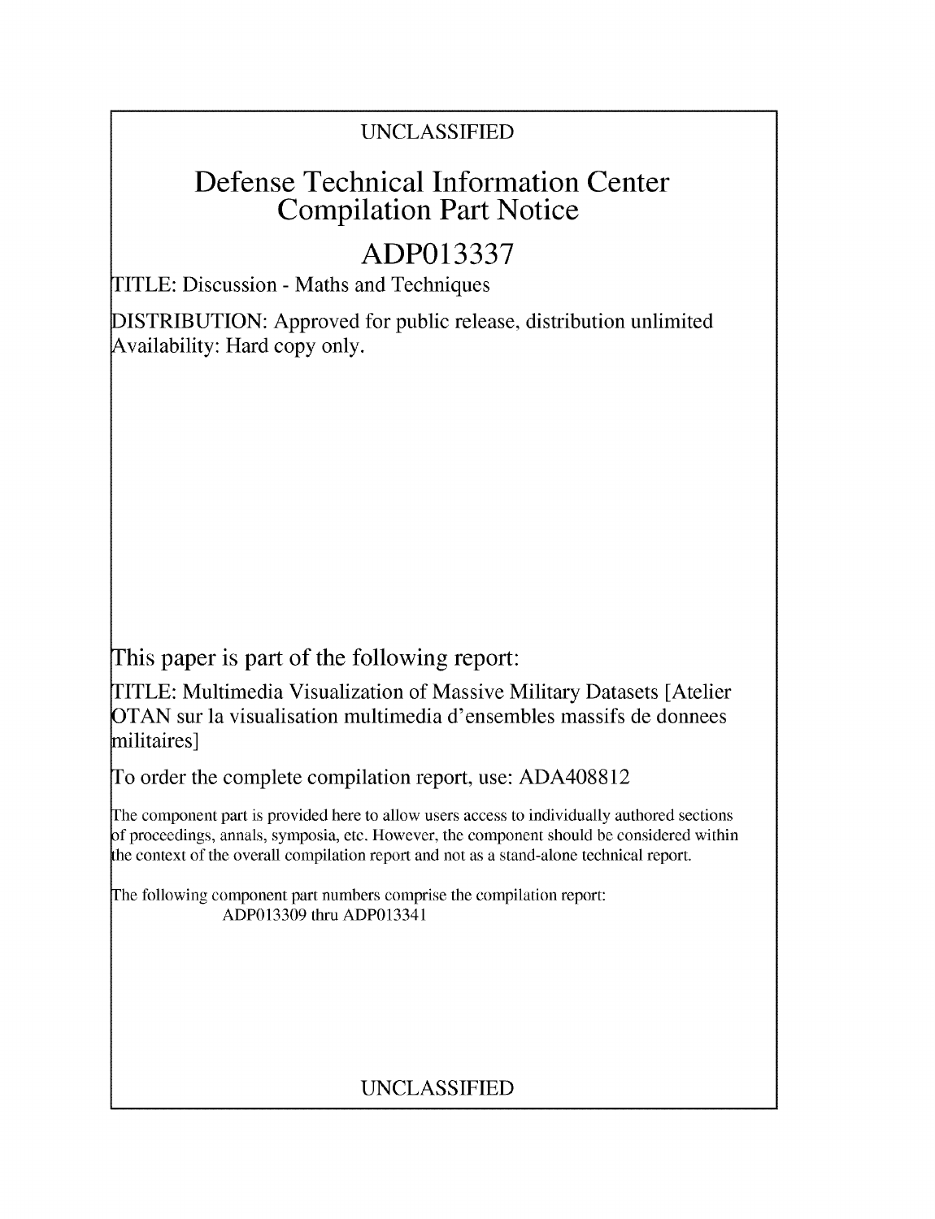UNCLASSIFIED

# Defense Technical Information Center Compilation Part Notice

## ADP013337

TITLE: Discussion - Maths and Techniques

DISTRIBUTION: Approved for public release, distribution unlimited
Availability: Hard copy only.

This paper is part of the following report:

TITLE: Multimedia Visualization of Massive Military Datasets [Atelier OTAN sur la visualisation multimedia d'ensembles massifs de donnees militaires]

To order the complete compilation report, use: ADA408812

The component part is provided here to allow users access to individually authored sections of proceedings, annals, symposia, etc. However, the component should be considered within the context of the overall compilation report and not as a stand-alone technical report.

The following component part numbers comprise the compilation report:
ADP013309 thru ADP013341

UNCLASSIFIED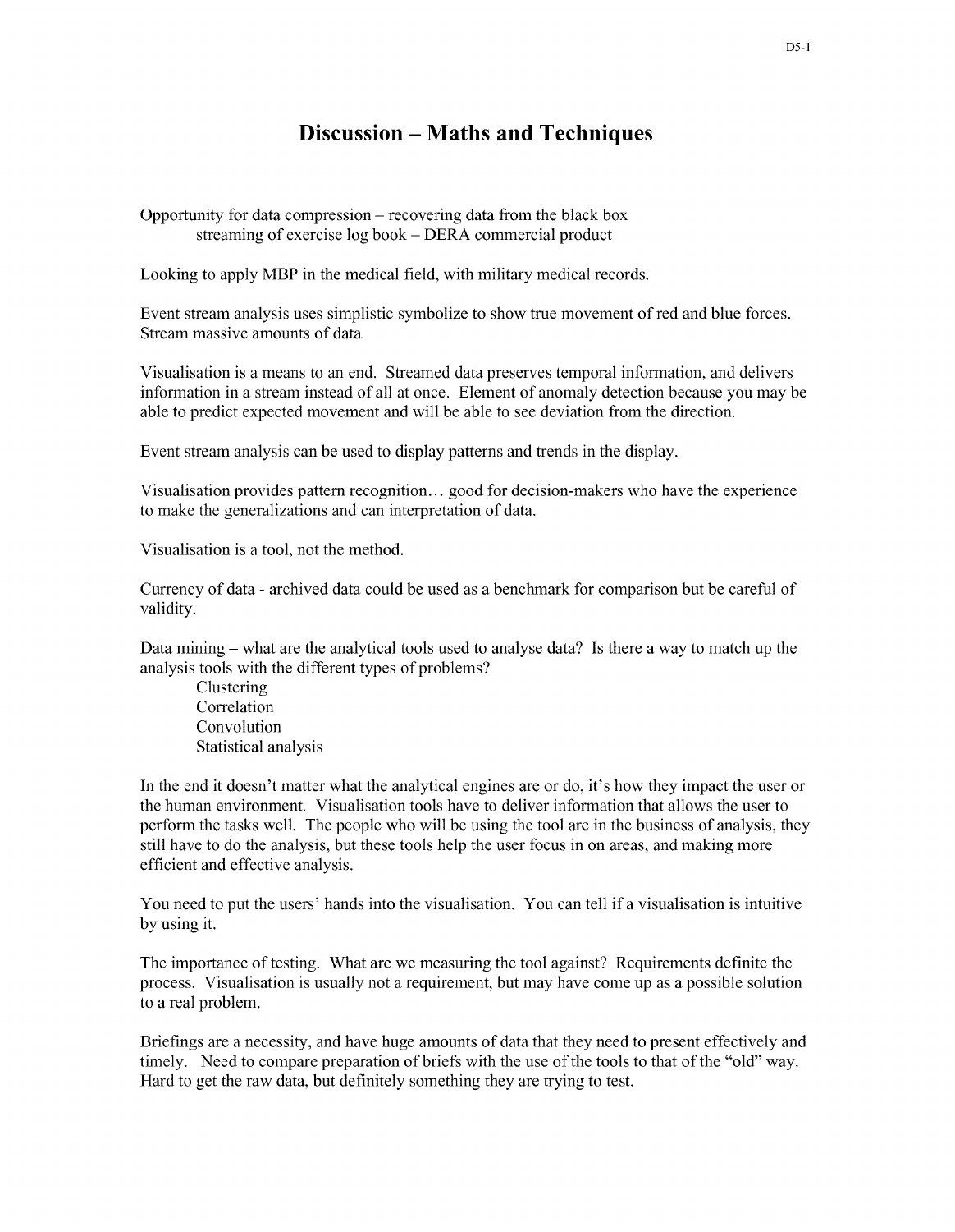# Discussion – Maths and Techniques

Opportunity for data compression – recovering data from the black box
    streaming of exercise log book – DERA commercial product

Looking to apply MBP in the medical field, with military medical records.

Event stream analysis uses simplistic symbolize to show true movement of red and blue forces. Stream massive amounts of data

Visualisation is a means to an end. Streamed data preserves temporal information, and delivers information in a stream instead of all at once. Element of anomaly detection because you may be able to predict expected movement and will be able to see deviation from the direction.

Event stream analysis can be used to display patterns and trends in the display.

Visualisation provides pattern recognition… good for decision-makers who have the experience to make the generalizations and can interpretation of data.

Visualisation is a tool, not the method.

Currency of data - archived data could be used as a benchmark for comparison but be careful of validity.

Data mining – what are the analytical tools used to analyse data? Is there a way to match up the analysis tools with the different types of problems?

- Clustering
- Correlation
- Convolution
- Statistical analysis

In the end it doesn't matter what the analytical engines are or do, it's how they impact the user or the human environment. Visualisation tools have to deliver information that allows the user to perform the tasks well. The people who will be using the tool are in the business of analysis, they still have to do the analysis, but these tools help the user focus in on areas, and making more efficient and effective analysis.

You need to put the users' hands into the visualisation. You can tell if a visualisation is intuitive by using it.

The importance of testing. What are we measuring the tool against? Requirements definite the process. Visualisation is usually not a requirement, but may have come up as a possible solution to a real problem.

Briefings are a necessity, and have huge amounts of data that they need to present effectively and timely. Need to compare preparation of briefs with the use of the tools to that of the "old" way. Hard to get the raw data, but definitely something they are trying to test.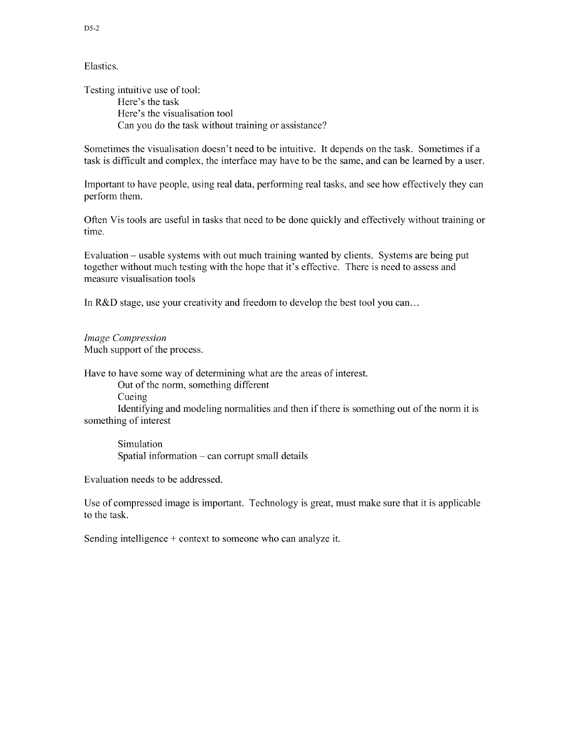Elastics.

Testing intuitive use of tool:

Here's the task
Here's the visualisation tool
Can you do the task without training or assistance?

Sometimes the visualisation doesn't need to be intuitive. It depends on the task. Sometimes if a task is difficult and complex, the interface may have to be the same, and can be learned by a user.

Important to have people, using real data, performing real tasks, and see how effectively they can perform them.

Often Vis tools are useful in tasks that need to be done quickly and effectively without training or time.

Evaluation – usable systems with out much training wanted by clients. Systems are being put together without much testing with the hope that it's effective. There is need to assess and measure visualisation tools

In R&D stage, use your creativity and freedom to develop the best tool you can…

*Image Compression*
Much support of the process.

Have to have some way of determining what are the areas of interest.

Out of the norm, something different
Cueing
Identifying and modeling normalities and then if there is something out of the norm it is something of interest

Simulation
Spatial information – can corrupt small details

Evaluation needs to be addressed.

Use of compressed image is important. Technology is great, must make sure that it is applicable to the task.

Sending intelligence + context to someone who can analyze it.